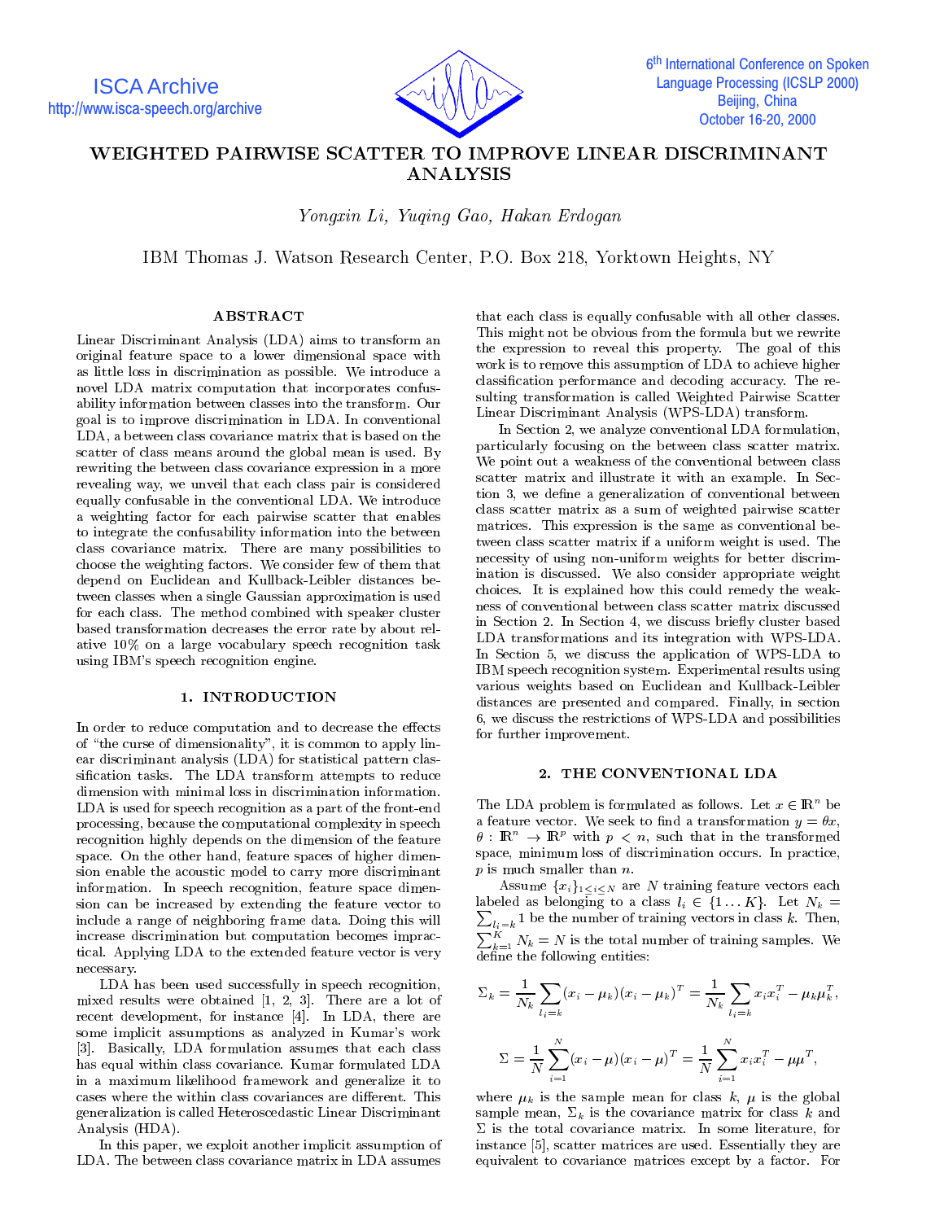# WEIGHTED PAIRWISE SCATTER TO IMPROVE LINEAR DISCRIMINANT ANALYSIS

*Yongxin Li, Yuqing Gao, Hakan Erdogan*

IBM Thomas J. Watson Research Center, P.O. Box 218, Yorktown Heights, NY

## ABSTRACT

Linear Discriminant Analysis (LDA) aims to transform an original feature space to a lower dimensional space with as little loss in discrimination as possible. We introduce a novel LDA matrix computation that incorporates confusability information between classes into the transform. Our goal is to improve discrimination in LDA. In conventional LDA, a between class covariance matrix that is based on the scatter of class means around the global mean is used. By rewriting the between class covariance expression in a more revealing way, we unveil that each class pair is considered equally confusable in the conventional LDA. We introduce a weighting factor for each pairwise scatter that enables to integrate the confusability information into the between class covariance matrix. There are many possibilities to choose the weighting factors. We consider few of them that depend on Euclidean and Kullback-Leibler distances between classes when a single Gaussian approximation is used for each class. The method combined with speaker cluster based transformation decreases the error rate by about relative 10% on a large vocabulary speech recognition task using IBM's speech recognition engine.

## 1. INTRODUCTION

In order to reduce computation and to decrease the effects of "the curse of dimensionality", it is common to apply linear discriminant analysis (LDA) for statistical pattern classification tasks. The LDA transform attempts to reduce dimension with minimal loss in discrimination information. LDA is used for speech recognition as a part of the front-end processing, because the computational complexity in speech recognition highly depends on the dimension of the feature space. On the other hand, feature spaces of higher dimension enable the acoustic model to carry more discriminant information. In speech recognition, feature space dimension can be increased by extending the feature vector to include a range of neighboring frame data. Doing this will increase discrimination but computation becomes impractical. Applying LDA to the extended feature vector is very necessary.

LDA has been used successfully in speech recognition, mixed results were obtained [1, 2, 3]. There are a lot of recent development, for instance [4]. In LDA, there are some implicit assumptions as analyzed in Kumar's work [3]. Basically, LDA formulation assumes that each class has equal within class covariance. Kumar formulated LDA in a maximum likelihood framework and generalize it to cases where the within class covariances are different. This generalization is called Heteroscedastic Linear Discriminant Analysis (HDA).

In this paper, we exploit another implicit assumption of LDA. The between class covariance matrix in LDA assumes that each class is equally confusable with all other classes. This might not be obvious from the formula but we rewrite the expression to reveal this property. The goal of this work is to remove this assumption of LDA to achieve higher classification performance and decoding accuracy. The resulting transformation is called Weighted Pairwise Scatter Linear Discriminant Analysis (WPS-LDA) transform.

In Section 2, we analyze conventional LDA formulation, particularly focusing on the between class scatter matrix. We point out a weakness of the conventional between class scatter matrix and illustrate it with an example. In Section 3, we define a generalization of conventional between class scatter matrix as a sum of weighted pairwise scatter matrices. This expression is the same as conventional between class scatter matrix if a uniform weight is used. The necessity of using non-uniform weights for better discrimination is discussed. We also consider appropriate weight choices. It is explained how this could remedy the weakness of conventional between class scatter matrix discussed in Section 2. In Section 4, we discuss briefly cluster based LDA transformations and its integration with WPS-LDA. In Section 5, we discuss the application of WPS-LDA to IBM speech recognition system. Experimental results using various weights based on Euclidean and Kullback-Leibler distances are presented and compared. Finally, in section 6, we discuss the restrictions of WPS-LDA and possibilities for further improvement.

## 2. THE CONVENTIONAL LDA

The LDA problem is formulated as follows. Let $x \in \mathbb{R}^n$ be a feature vector. We seek to find a transformation $y = \theta x$, $\theta : \mathbb{R}^n \to \mathbb{R}^p$ with $p < n$, such that in the transformed space, minimum loss of discrimination occurs. In practice, $p$ is much smaller than $n$.

Assume $\{x_i\}_{1 \le i \le N}$ are $N$ training feature vectors each labeled as belonging to a class $l_i \in \{1 \dots K\}$. Let $N_k = \sum_{l_i = k} 1$ be the number of training vectors in class $k$. Then, $\sum_{k=1}^{K} N_k = N$ is the total number of training samples. We define the following entities:

$$\Sigma_k = \frac{1}{N_k} \sum_{l_i = k} (x_i - \mu_k)(x_i - \mu_k)^T = \frac{1}{N_k} \sum_{l_i = k} x_i x_i^T - \mu_k \mu_k^T,$$

$$\Sigma = \frac{1}{N} \sum_{i=1}^{N} (x_i - \mu)(x_i - \mu)^T = \frac{1}{N} \sum_{i=1}^{N} x_i x_i^T - \mu \mu^T,$$

where $\mu_k$ is the sample mean for class $k$, $\mu$ is the global sample mean, $\Sigma_k$ is the covariance matrix for class $k$ and $\Sigma$ is the total covariance matrix. In some literature, for instance [5], scatter matrices are used. Essentially they are equivalent to covariance matrices except by a factor. For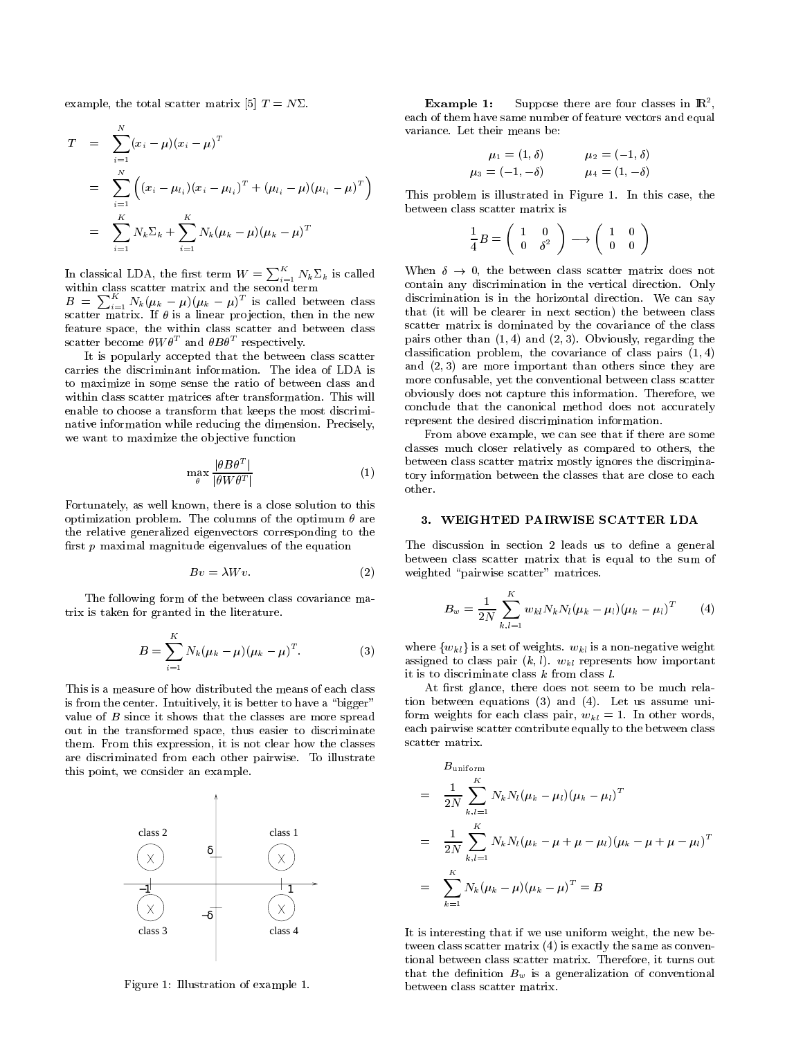example, the total scatter matrix [5] $T = N\Sigma$.

$$
\begin{aligned}
T &= \sum_{i=1}^{N}(x_i - \mu)(x_i - \mu)^T \\
&= \sum_{i=1}^{N}\Big((x_i - \mu_{l_i})(x_i - \mu_{l_i})^T + (\mu_{l_i} - \mu)(\mu_{l_i} - \mu)^T\Big) \\
&= \sum_{i=1}^{K} N_k \Sigma_k + \sum_{i=1}^{K} N_k(\mu_k - \mu)(\mu_k - \mu)^T
\end{aligned}
$$

In classical LDA, the first term $W = \sum_{i=1}^{K} N_k \Sigma_k$ is called within class scatter matrix and the second term $B = \sum_{i=1}^{K} N_k(\mu_k - \mu)(\mu_k - \mu)^T$ is called between class scatter matrix. If $\theta$ is a linear projection, then in the new feature space, the within class scatter and between class scatter become $\theta W \theta^T$ and $\theta B \theta^T$ respectively.

It is popularly accepted that the between class scatter carries the discriminant information. The idea of LDA is to maximize in some sense the ratio of between class and within class scatter matrices after transformation. This will enable to choose a transform that keeps the most discriminative information while reducing the dimension. Precisely, we want to maximize the objective function

$$
\max_{\theta} \frac{|\theta B \theta^T|}{|\theta W \theta^T|} \tag{1}
$$

Fortunately, as well known, there is a close solution to this optimization problem. The columns of the optimum $\theta$ are the relative generalized eigenvectors corresponding to the first $p$ maximal magnitude eigenvalues of the equation

$$
Bv = \lambda W v. \tag{2}
$$

The following form of the between class covariance matrix is taken for granted in the literature.

$$
B = \sum_{i=1}^{K} N_k(\mu_k - \mu)(\mu_k - \mu)^T. \tag{3}
$$

This is a measure of how distributed the means of each class is from the center. Intuitively, it is better to have a "bigger" value of $B$ since it shows that the classes are more spread out in the transformed space, thus easier to discriminate them. From this expression, it is not clear how the classes are discriminated from each other pairwise. To illustrate this point, we consider an example.

Figure 1: Illustration of example 1.

**Example 1:** Suppose there are four classes in $\mathbb{R}^2$, each of them have same number of feature vectors and equal variance. Let their means be:

$$
\mu_1 = (1, \delta) \qquad \mu_2 = (-1, \delta)
$$
$$
\mu_3 = (-1, -\delta) \qquad \mu_4 = (1, -\delta)
$$

This problem is illustrated in Figure 1. In this case, the between class scatter matrix is

$$
\frac{1}{4}B = \begin{pmatrix} 1 & 0 \\ 0 & \delta^2 \end{pmatrix} \longrightarrow \begin{pmatrix} 1 & 0 \\ 0 & 0 \end{pmatrix}
$$

When $\delta \to 0$, the between class scatter matrix does not contain any discrimination in the vertical direction. Only discrimination is in the horizontal direction. We can say that (it will be clearer in next section) the between class scatter matrix is dominated by the covariance of the class pairs other than $(1, 4)$ and $(2, 3)$. Obviously, regarding the classification problem, the covariance of class pairs $(1, 4)$ and $(2, 3)$ are more important than others since they are more confusable, yet the conventional between class scatter obviously does not capture this information. Therefore, we conclude that the canonical method does not accurately represent the desired discrimination information.

From above example, we can see that if there are some classes much closer relatively as compared to others, the between class scatter matrix mostly ignores the discriminatory information between the classes that are close to each other.

## 3. WEIGHTED PAIRWISE SCATTER LDA

The discussion in section 2 leads us to define a general between class scatter matrix that is equal to the sum of weighted "pairwise scatter" matrices.

$$
B_w = \frac{1}{2N} \sum_{k,l=1}^{K} w_{kl} N_k N_l (\mu_k - \mu_l)(\mu_k - \mu_l)^T \tag{4}
$$

where $\{w_{kl}\}$ is a set of weights. $w_{kl}$ is a non-negative weight assigned to class pair $(k, l)$. $w_{kl}$ represents how important it is to discriminate class $k$ from class $l$.

At first glance, there does not seem to be much relation between equations (3) and (4). Let us assume uniform weights for each class pair, $w_{kl} = 1$. In other words, each pairwise scatter contribute equally to the between class scatter matrix.

$$
\begin{aligned}
& B_{\text{uniform}} \\
=\ & \frac{1}{2N} \sum_{k,l=1}^{K} N_k N_l (\mu_k - \mu_l)(\mu_k - \mu_l)^T \\
=\ & \frac{1}{2N} \sum_{k,l=1}^{K} N_k N_l (\mu_k - \mu + \mu - \mu_l)(\mu_k - \mu + \mu - \mu_l)^T \\
=\ & \sum_{k=1}^{K} N_k (\mu_k - \mu)(\mu_k - \mu)^T = B
\end{aligned}
$$

It is interesting that if we use uniform weight, the new between class scatter matrix (4) is exactly the same as conventional between class scatter matrix. Therefore, it turns out that the definition $B_w$ is a generalization of conventional between class scatter matrix.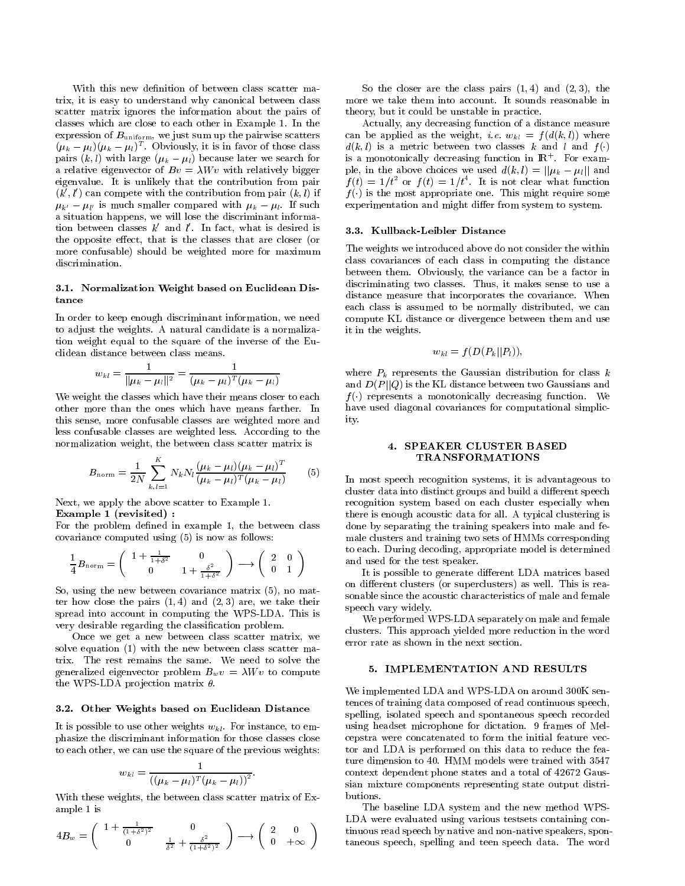With this new definition of between class scatter matrix, it is easy to understand why canonical between class scatter matrix ignores the information about the pairs of classes which are close to each other in Example 1. In the expression of $B_{\text{uniform}}$, we just sum up the pairwise scatters $(\mu_k - \mu_l)(\mu_k - \mu_l)^T$. Obviously, it is in favor of those class pairs $(k, l)$ with large $(\mu_k - \mu_l)$ because later we search for a relative eigenvector of $Bv = \lambda W v$ with relatively bigger eigenvalue. It is unlikely that the contribution from pair $(k', l')$ can compete with the contribution from pair $(k, l)$ if $\mu_{k'} - \mu_{l'}$ is much smaller compared with $\mu_k - \mu_l$. If such a situation happens, we will lose the discriminant information between classes $k'$ and $l'$. In fact, what is desired is the opposite effect, that is the classes that are closer (or more confusable) should be weighted more for maximum discrimination.

### 3.1. Normalization Weight based on Euclidean Distance

In order to keep enough discriminant information, we need to adjust the weights. A natural candidate is a normalization weight equal to the square of the inverse of the Euclidean distance between class means.

$$w_{kl} = \frac{1}{\|\mu_k - \mu_l\|^2} = \frac{1}{(\mu_k - \mu_l)^T(\mu_k - \mu_l)}$$

We weight the classes which have their means closer to each other more than the ones which have means farther. In this sense, more confusable classes are weighted more and less confusable classes are weighted less. According to the normalization weight, the between class scatter matrix is

$$B_{\text{norm}} = \frac{1}{2N} \sum_{k,l=1}^{K} N_k N_l \frac{(\mu_k - \mu_l)(\mu_k - \mu_l)^T}{(\mu_k - \mu_l)^T(\mu_k - \mu_l)} \qquad (5)$$

Next, we apply the above scatter to Example 1.

**Example 1 (revisited) :**

For the problem defined in example 1, the between class covariance computed using (5) is now as follows:

$$\frac{1}{4} B_{\text{norm}} = \begin{pmatrix} 1 + \frac{1}{1+\delta^2} & 0 \\ 0 & 1 + \frac{\delta^2}{1+\delta^2} \end{pmatrix} \longrightarrow \begin{pmatrix} 2 & 0 \\ 0 & 1 \end{pmatrix}$$

So, using the new between covariance matrix (5), no matter how close the pairs $(1, 4)$ and $(2, 3)$ are, we take their spread into account in computing the WPS-LDA. This is very desirable regarding the classification problem.

Once we get a new between class scatter matrix, we solve equation (1) with the new between class scatter matrix. The rest remains the same. We need to solve the generalized eigenvector problem $B_w v = \lambda W v$ to compute the WPS-LDA projection matrix $\theta$.

### 3.2. Other Weights based on Euclidean Distance

It is possible to use other weights $w_{kl}$. For instance, to emphasize the discriminant information for those classes close to each other, we can use the square of the previous weights:

$$w_{kl} = \frac{1}{((\mu_k - \mu_l)^T(\mu_k - \mu_l))^2}.$$

With these weights, the between class scatter matrix of Example 1 is

$$4B_w = \begin{pmatrix} 1 + \frac{1}{(1+\delta^2)^2} & 0 \\ 0 & \frac{1}{\delta^2} + \frac{\delta^2}{(1+\delta^2)^2} \end{pmatrix} \longrightarrow \begin{pmatrix} 2 & 0 \\ 0 & +\infty \end{pmatrix}$$

So the closer are the class pairs $(1, 4)$ and $(2, 3)$, the more we take them into account. It sounds reasonable in theory, but it could be unstable in practice.

Actually, any decreasing function of a distance measure can be applied as the weight, *i.e.* $w_{kl} = f(d(k, l))$ where $d(k, l)$ is a metric between two classes $k$ and $l$ and $f(\cdot)$ is a monotonically decreasing function in $\mathbb{R}^+$. For example, in the above choices we used $d(k, l) = \|\mu_k - \mu_l\|$ and $f(t) = 1/t^2$ or $f(t) = 1/t^4$. It is not clear what function $f(\cdot)$ is the most appropriate one. This might require some experimentation and might differ from system to system.

### 3.3. Kullback-Leibler Distance

The weights we introduced above do not consider the within class covariances of each class in computing the distance between them. Obviously, the variance can be a factor in discriminating two classes. Thus, it makes sense to use a distance measure that incorporates the covariance. When each class is assumed to be normally distributed, we can compute KL distance or divergence between them and use it in the weights.

$$w_{kl} = f(D(P_k \| P_l)),$$

where $P_k$ represents the Gaussian distribution for class $k$ and $D(P\|Q)$ is the KL distance between two Gaussians and $f(\cdot)$ represents a monotonically decreasing function. We have used diagonal covariances for computational simplicity.

## 4. SPEAKER CLUSTER BASED TRANSFORMATIONS

In most speech recognition systems, it is advantageous to cluster data into distinct groups and build a different speech recognition system based on each cluster especially when there is enough acoustic data for all. A typical clustering is done by separating the training speakers into male and female clusters and training two sets of HMMs corresponding to each. During decoding, appropriate model is determined and used for the test speaker.

It is possible to generate different LDA matrices based on different clusters (or superclusters) as well. This is reasonable since the acoustic characteristics of male and female speech vary widely.

We performed WPS-LDA separately on male and female clusters. This approach yielded more reduction in the word error rate as shown in the next section.

## 5. IMPLEMENTATION AND RESULTS

We implemented LDA and WPS-LDA on around 300K sentences of training data composed of read continuous speech, spelling, isolated speech and spontaneous speech recorded using headset microphone for dictation. 9 frames of Mel-cepstra were concatenated to form the initial feature vector and LDA is performed on this data to reduce the feature dimension to 40. HMM models were trained with 3547 context dependent phone states and a total of 42672 Gaussian mixture components representing state output distributions.

The baseline LDA system and the new method WPS-LDA were evaluated using various testsets containing continuous read speech by native and non-native speakers, spontaneous speech, spelling and teen speech data. The word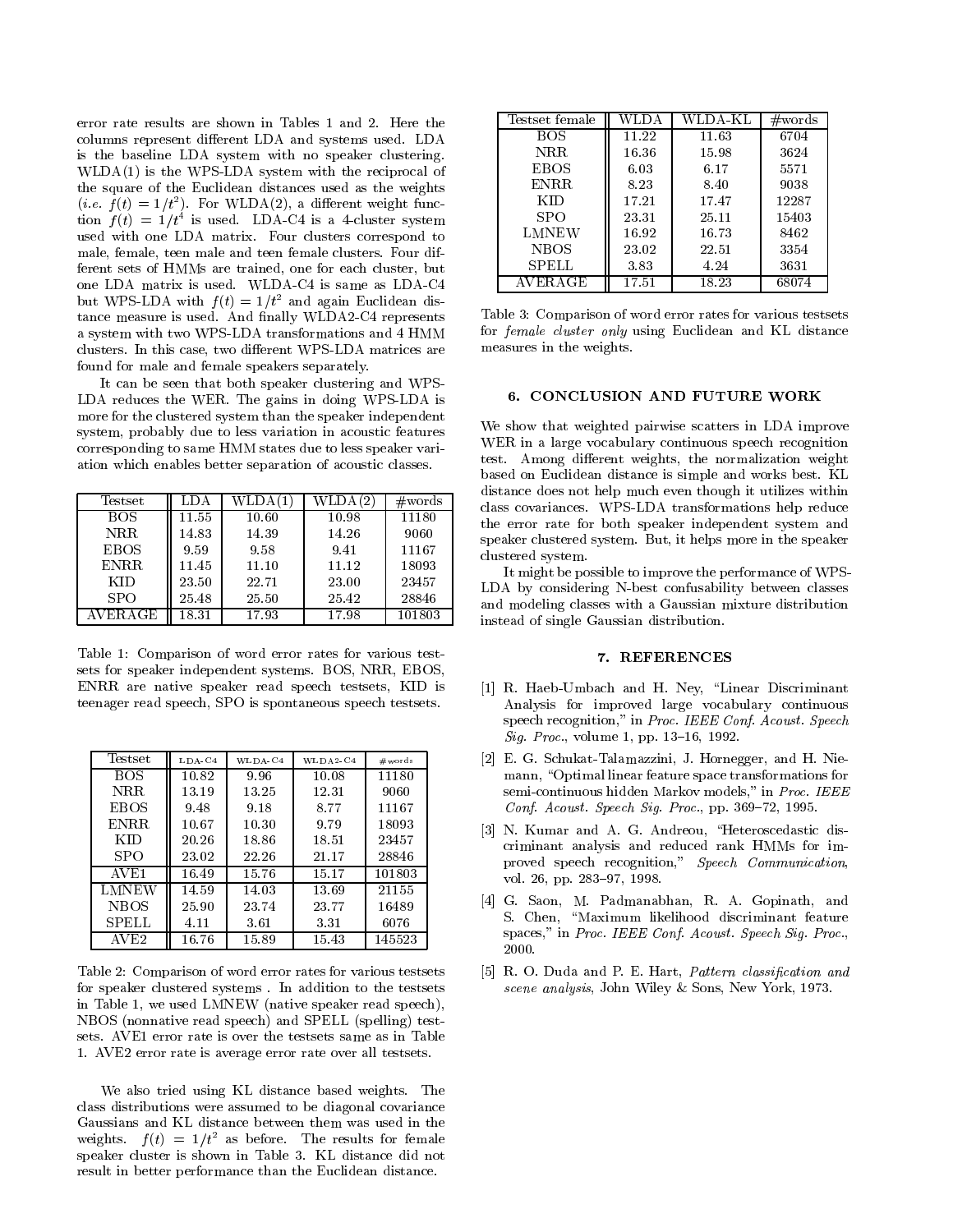error rate results are shown in Tables 1 and 2. Here the columns represent different LDA and systems used. LDA is the baseline LDA system with no speaker clustering. WLDA(1) is the WPS-LDA system with the reciprocal of the square of the Euclidean distances used as the weights (*i.e.* $f(t) = 1/t^2$). For WLDA(2), a different weight function $f(t) = 1/t^4$ is used. LDA-C4 is a 4-cluster system used with one LDA matrix. Four clusters correspond to male, female, teen male and teen female clusters. Four different sets of HMMs are trained, one for each cluster, but one LDA matrix is used. WLDA-C4 is same as LDA-C4 but WPS-LDA with $f(t) = 1/t^2$ and again Euclidean distance measure is used. And finally WLDA2-C4 represents a system with two WPS-LDA transformations and 4 HMM clusters. In this case, two different WPS-LDA matrices are found for male and female speakers separately.

It can be seen that both speaker clustering and WPS-LDA reduces the WER. The gains in doing WPS-LDA is more for the clustered system than the speaker independent system, probably due to less variation in acoustic features corresponding to same HMM states due to less speaker variation which enables better separation of acoustic classes.

| Testset | LDA | WLDA(1) | WLDA(2) | #words |
|---|---|---|---|---|
| BOS | 11.55 | 10.60 | 10.98 | 11180 |
| NRR | 14.83 | 14.39 | 14.26 | 9060 |
| EBOS | 9.59 | 9.58 | 9.41 | 11167 |
| ENRR | 11.45 | 11.10 | 11.12 | 18093 |
| KID | 23.50 | 22.71 | 23.00 | 23457 |
| SPO | 25.48 | 25.50 | 25.42 | 28846 |
| AVERAGE | 18.31 | 17.93 | 17.98 | 101803 |

Table 1: Comparison of word error rates for various testsets for speaker independent systems. BOS, NRR, EBOS, ENRR are native speaker read speech testsets, KID is teenager read speech, SPO is spontaneous speech testsets.

| Testset | LDA-C4 | WLDA-C4 | WLDA2-C4 | #words |
|---|---|---|---|---|
| BOS | 10.82 | 9.96 | 10.08 | 11180 |
| NRR | 13.19 | 13.25 | 12.31 | 9060 |
| EBOS | 9.48 | 9.18 | 8.77 | 11167 |
| ENRR | 10.67 | 10.30 | 9.79 | 18093 |
| KID | 20.26 | 18.86 | 18.51 | 23457 |
| SPO | 23.02 | 22.26 | 21.17 | 28846 |
| AVE1 | 16.49 | 15.76 | 15.17 | 101803 |
| LMNEW | 14.59 | 14.03 | 13.69 | 21155 |
| NBOS | 25.90 | 23.74 | 23.77 | 16489 |
| SPELL | 4.11 | 3.61 | 3.31 | 6076 |
| AVE2 | 16.76 | 15.89 | 15.43 | 145523 |

Table 2: Comparison of word error rates for various testsets for speaker clustered systems . In addition to the testsets in Table 1, we used LMNEW (native speaker read speech), NBOS (nonnative read speech) and SPELL (spelling) testsets. AVE1 error rate is over the testsets same as in Table 1. AVE2 error rate is average error rate over all testsets.

We also tried using KL distance based weights. The class distributions were assumed to be diagonal covariance Gaussians and KL distance between them was used in the weights. $f(t) = 1/t^2$ as before. The results for female speaker cluster is shown in Table 3. KL distance did not result in better performance than the Euclidean distance.

| Testset female | WLDA | WLDA-KL | #words |
|---|---|---|---|
| BOS | 11.22 | 11.63 | 6704 |
| NRR | 16.36 | 15.98 | 3624 |
| EBOS | 6.03 | 6.17 | 5571 |
| ENRR | 8.23 | 8.40 | 9038 |
| KID | 17.21 | 17.47 | 12287 |
| SPO | 23.31 | 25.11 | 15403 |
| LMNEW | 16.92 | 16.73 | 8462 |
| NBOS | 23.02 | 22.51 | 3354 |
| SPELL | 3.83 | 4.24 | 3631 |
| AVERAGE | 17.51 | 18.23 | 68074 |

Table 3: Comparison of word error rates for various testsets for *female cluster only* using Euclidean and KL distance measures in the weights.

## 6. CONCLUSION AND FUTURE WORK

We show that weighted pairwise scatters in LDA improve WER in a large vocabulary continuous speech recognition test. Among different weights, the normalization weight based on Euclidean distance is simple and works best. KL distance does not help much even though it utilizes within class covariances. WPS-LDA transformations help reduce the error rate for both speaker independent system and speaker clustered system. But, it helps more in the speaker clustered system.

It might be possible to improve the performance of WPS-LDA by considering N-best confusability between classes and modeling classes with a Gaussian mixture distribution instead of single Gaussian distribution.

## 7. REFERENCES

[1] R. Haeb-Umbach and H. Ney, "Linear Discriminant Analysis for improved large vocabulary continuous speech recognition," in *Proc. IEEE Conf. Acoust. Speech Sig. Proc.*, volume 1, pp. 13–16, 1992.

[2] E. G. Schukat-Talamazzini, J. Hornegger, and H. Niemann, "Optimal linear feature space transformations for semi-continuous hidden Markov models," in *Proc. IEEE Conf. Acoust. Speech Sig. Proc.*, pp. 369–72, 1995.

[3] N. Kumar and A. G. Andreou, "Heteroscedastic discriminant analysis and reduced rank HMMs for improved speech recognition," *Speech Communication*, vol. 26, pp. 283–97, 1998.

[4] G. Saon, M. Padmanabhan, R. A. Gopinath, and S. Chen, "Maximum likelihood discriminant feature spaces," in *Proc. IEEE Conf. Acoust. Speech Sig. Proc.*, 2000.

[5] R. O. Duda and P. E. Hart, *Pattern classification and scene analysis*, John Wiley & Sons, New York, 1973.